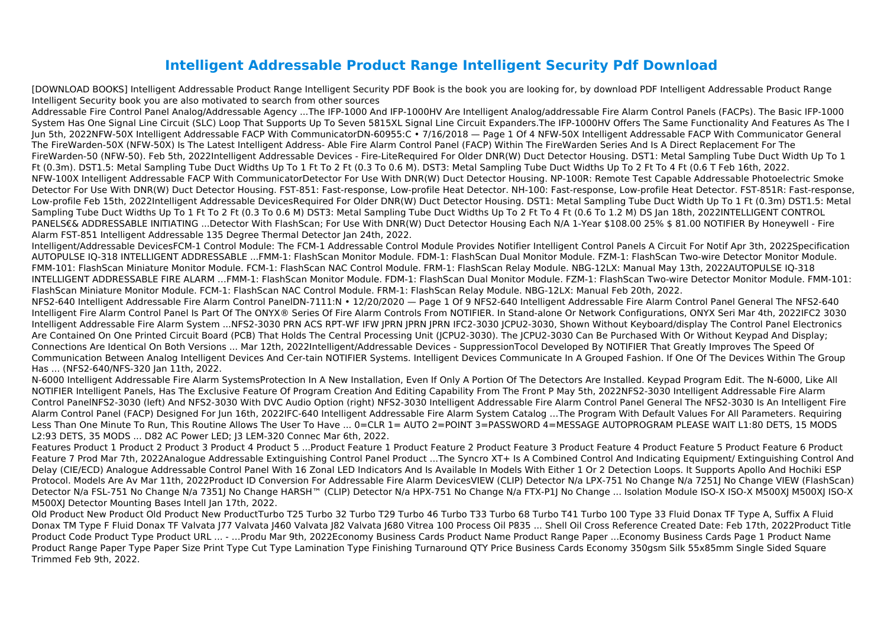# Intelligent Addressable Product Range Intelligent Security Pdf Download

[DOWNLOAD BOOKS] Intelligent Addressable Product Range Intelligent Security PDF Book is the book you are looking for, by download PDF Intelligent Addressable Product Range Intelligent Security book you are also motivated to search from other sources

Addressable Fire Control Panel Analog/Addressable Agency ...The IFP-1000 And IFP-1000HV Are Intelligent Analog/addressable Fire Alarm Control Panels (FACPs). The Basic IFP-1000 System Has One Signal Line Circuit (SLC) Loop That Supports Up To Seven 5815XL Signal Line Circuit Expanders.The IFP-1000HV Offers The Same Functionality And Features As The I Jun 5th, 2022NFW-50X Intelligent Addressable FACP With CommunicatorDN-60955:C • 7/16/2018 — Page 1 Of 4 NFW-50X Intelligent Addressable FACP With Communicator General The FireWarden-50X (NFW-50X) Is The Latest Intelligent Address- Able Fire Alarm Control Panel (FACP) Within The FireWarden Series And Is A Direct Replacement For The FireWarden-50 (NFW-50). Feb 5th, 2022Intelligent Addressable Devices - Fire-LiteRequired For Older DNR(W) Duct Detector Housing. DST1: Metal Sampling Tube Duct Width Up To 1 Ft (0.3m). DST1.5: Metal Sampling Tube Duct Widths Up To 1 Ft To 2 Ft (0.3 To 0.6 M). DST3: Metal Sampling Tube Duct Widths Up To 2 Ft To 4 Ft (0.6 T Feb 16th, 2022. NFW-100X Intelligent Addressable FACP With CommunicatorDetector For Use With DNR(W) Duct Detector Housing. NP-100R: Remote Test Capable Addressable Photoelectric Smoke Detector For Use With DNR(W) Duct Detector Housing. FST-851: Fast-response, Low-profile Heat Detector. NH-100: Fast-response, Low-profile Heat Detector. FST-851R: Fast-response, Low-profile Feb 15th, 2022Intelligent Addressable DevicesRequired For Older DNR(W) Duct Detector Housing. DST1: Metal Sampling Tube Duct Width Up To 1 Ft (0.3m) DST1.5: Metal Sampling Tube Duct Widths Up To 1 Ft To 2 Ft (0.3 To 0.6 M) DST3: Metal Sampling Tube Duct Widths Up To 2 Ft To 4 Ft (0.6 To 1.2 M) DS Jan 18th, 2022INTELLIGENT CONTROL PANELS€& ADDRESSABLE INITIATING ...Detector With FlashScan; For Use With DNR(W) Duct Detector Housing Each N/A 1-Year $108.00 25% $ 81.00 NOTIFIER By Honeywell - Fire Alarm FST-851 Intelligent Addressable 135 Degree Thermal Detector Jan 24th, 2022.

Intelligent/Addressable DevicesFCM-1 Control Module: The FCM-1 Addressable Control Module Provides Notifier Intelligent Control Panels A Circuit For Notif Apr 3th, 2022Specification AUTOPULSE IQ-318 INTELLIGENT ADDRESSABLE ...FMM-1: FlashScan Monitor Module. FDM-1: FlashScan Dual Monitor Module. FZM-1: FlashScan Two-wire Detector Monitor Module. FMM-101: FlashScan Miniature Monitor Module. FCM-1: FlashScan NAC Control Module. FRM-1: FlashScan Relay Module. NBG-12LX: Manual May 13th, 2022AUTOPULSE IQ-318 INTELLIGENT ADDRESSABLE FIRE ALARM ...FMM-1: FlashScan Monitor Module. FDM-1: FlashScan Dual Monitor Module. FZM-1: FlashScan Two-wire Detector Monitor Module. FMM-101: FlashScan Miniature Monitor Module. FCM-1: FlashScan NAC Control Module. FRM-1: FlashScan Relay Module. NBG-12LX: Manual Feb 20th, 2022.

NFS2-640 Intelligent Addressable Fire Alarm Control PanelDN-7111:N • 12/20/2020 — Page 1 Of 9 NFS2-640 Intelligent Addressable Fire Alarm Control Panel General The NFS2-640 Intelligent Fire Alarm Control Panel Is Part Of The ONYX® Series Of Fire Alarm Controls From NOTIFIER. In Stand-alone Or Network Configurations, ONYX Seri Mar 4th, 2022IFC2 3030 Intelligent Addressable Fire Alarm System ...NFS2-3030 PRN ACS RPT-WF IFW JPRN JPRN JPRN IFC2-3030 JCPU2-3030, Shown Without Keyboard/display The Control Panel Electronics Are Contained On One Printed Circuit Board (PCB) That Holds The Central Processing Unit (JCPU2-3030). The JCPU2-3030 Can Be Purchased With Or Without Keypad And Display; Connections Are Identical On Both Versions ... Mar 12th, 2022Intelligent/Addressable Devices - SuppressionTocol Developed By NOTIFIER That Greatly Improves The Speed Of Communication Between Analog Intelligent Devices And Cer-tain NOTIFIER Systems. Intelligent Devices Communicate In A Grouped Fashion. If One Of The Devices Within The Group Has ... (NFS2-640/NFS-320 Jan 11th, 2022.

N-6000 Intelligent Addressable Fire Alarm SystemsProtection In A New Installation, Even If Only A Portion Of The Detectors Are Installed. Keypad Program Edit. The N-6000, Like All NOTIFIER Intelligent Panels, Has The Exclusive Feature Of Program Creation And Editing Capability From The Front P May 5th, 2022NFS2-3030 Intelligent Addressable Fire Alarm Control PanelNFS2-3030 (left) And NFS2-3030 With DVC Audio Option (right) NFS2-3030 Intelligent Addressable Fire Alarm Control Panel General The NFS2-3030 Is An Intelligent Fire Alarm Control Panel (FACP) Designed For Jun 16th, 2022IFC-640 Intelligent Addressable Fire Alarm System Catalog ...The Program With Default Values For All Parameters. Requiring Less Than One Minute To Run, This Routine Allows The User To Have ... 0=CLR 1= AUTO 2=POINT 3=PASSWORD 4=MESSAGE AUTOPROGRAM PLEASE WAIT L1:80 DETS, 15 MODS L2:93 DETS, 35 MODS ... D82 AC Power LED; J3 LEM-320 Connec Mar 6th, 2022.

Features Product 1 Product 2 Product 3 Product 4 Product 5 ...Product Feature 1 Product Feature 2 Product Feature 3 Product Feature 4 Product Feature 5 Product Feature 6 Product Feature 7 Prod Mar 7th, 2022Analogue Addressable Extinguishing Control Panel Product ...The Syncro XT+ Is A Combined Control And Indicating Equipment/ Extinguishing Control And Delay (CIE/ECD) Analogue Addressable Control Panel With 16 Zonal LED Indicators And Is Available In Models With Either 1 Or 2 Detection Loops. It Supports Apollo And Hochiki ESP Protocol. Models Are Av Mar 11th, 2022Product ID Conversion For Addressable Fire Alarm DevicesVIEW (CLIP) Detector N/a LPX-751 No Change N/a 7251J No Change VIEW (FlashScan) Detector N/a FSL-751 No Change N/a 7351J No Change HARSH™ (CLIP) Detector N/a HPX-751 No Change N/a FTX-P1J No Change ... Isolation Module ISO-X ISO-X M500XJ M500XJ ISO-X M500XJ Detector Mounting Bases Intell Jan 17th, 2022.

Old Product New Product Old Product New ProductTurbo T25 Turbo 32 Turbo T29 Turbo 46 Turbo T33 Turbo 68 Turbo T41 Turbo 100 Type 33 Fluid Donax TF Type A, Suffix A Fluid Donax TM Type F Fluid Donax TF Valvata J77 Valvata J460 Valvata J82 Valvata J680 Vitrea 100 Process Oil P835 ... Shell Oil Cross Reference Created Date: Feb 17th, 2022Product Title Product Code Product Type Product URL ... - ...Produ Mar 9th, 2022Economy Business Cards Product Name Product Range Paper ...Economy Business Cards Page 1 Product Name Product Range Paper Type Paper Size Print Type Cut Type Lamination Type Finishing Turnaround QTY Price Business Cards Economy 350gsm Silk 55x85mm Single Sided Square Trimmed Feb 9th, 2022.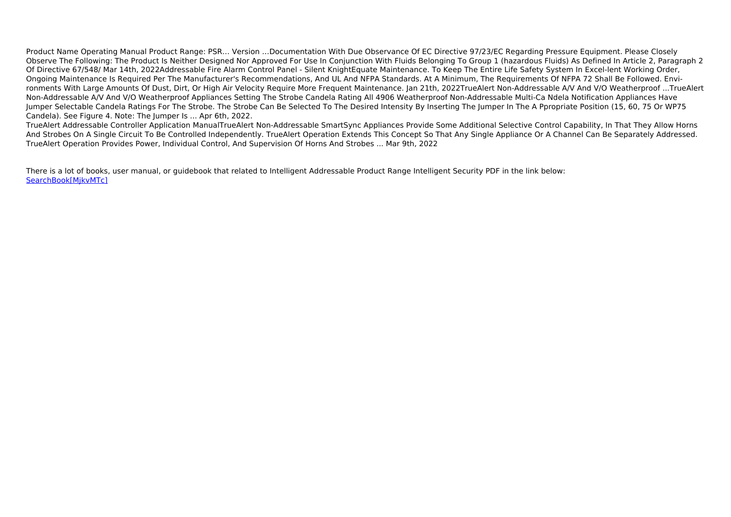Product Name Operating Manual Product Range: PSR… Version …Documentation With Due Observance Of EC Directive 97/23/EC Regarding Pressure Equipment. Please Closely Observe The Following: The Product Is Neither Designed Nor Approved For Use In Conjunction With Fluids Belonging To Group 1 (hazardous Fluids) As Defined In Article 2, Paragraph 2 Of Directive 67/548/ Mar 14th, 2022Addressable Fire Alarm Control Panel - Silent KnightEquate Maintenance. To Keep The Entire Life Safety System In Excel-lent Working Order, Ongoing Maintenance Is Required Per The Manufacturer's Recommendations, And UL And NFPA Standards. At A Minimum, The Requirements Of NFPA 72 Shall Be Followed. Envi-ronments With Large Amounts Of Dust, Dirt, Or High Air Velocity Require More Frequent Maintenance. Jan 21th, 2022TrueAlert Non-Addressable A/V And V/O Weatherproof ...TrueAlert Non-Addressable A/V And V/O Weatherproof Appliances Setting The Strobe Candela Rating All 4906 Weatherproof Non-Addressable Multi-Ca Ndela Notification Appliances Have Jumper Selectable Candela Ratings For The Strobe. The Strobe Can Be Selected To The Desired Intensity By Inserting The Jumper In The A Ppropriate Position (15, 60, 75 Or WP75 Candela). See Figure 4. Note: The Jumper Is ... Apr 6th, 2022.

TrueAlert Addressable Controller Application ManualTrueAlert Non-Addressable SmartSync Appliances Provide Some Additional Selective Control Capability, In That They Allow Horns And Strobes On A Single Circuit To Be Controlled Independently. TrueAlert Operation Extends This Concept So That Any Single Appliance Or A Channel Can Be Separately Addressed. TrueAlert Operation Provides Power, Individual Control, And Supervision Of Horns And Strobes ... Mar 9th, 2022

There is a lot of books, user manual, or guidebook that related to Intelligent Addressable Product Range Intelligent Security PDF in the link below:
SearchBook[MjkvMTc]